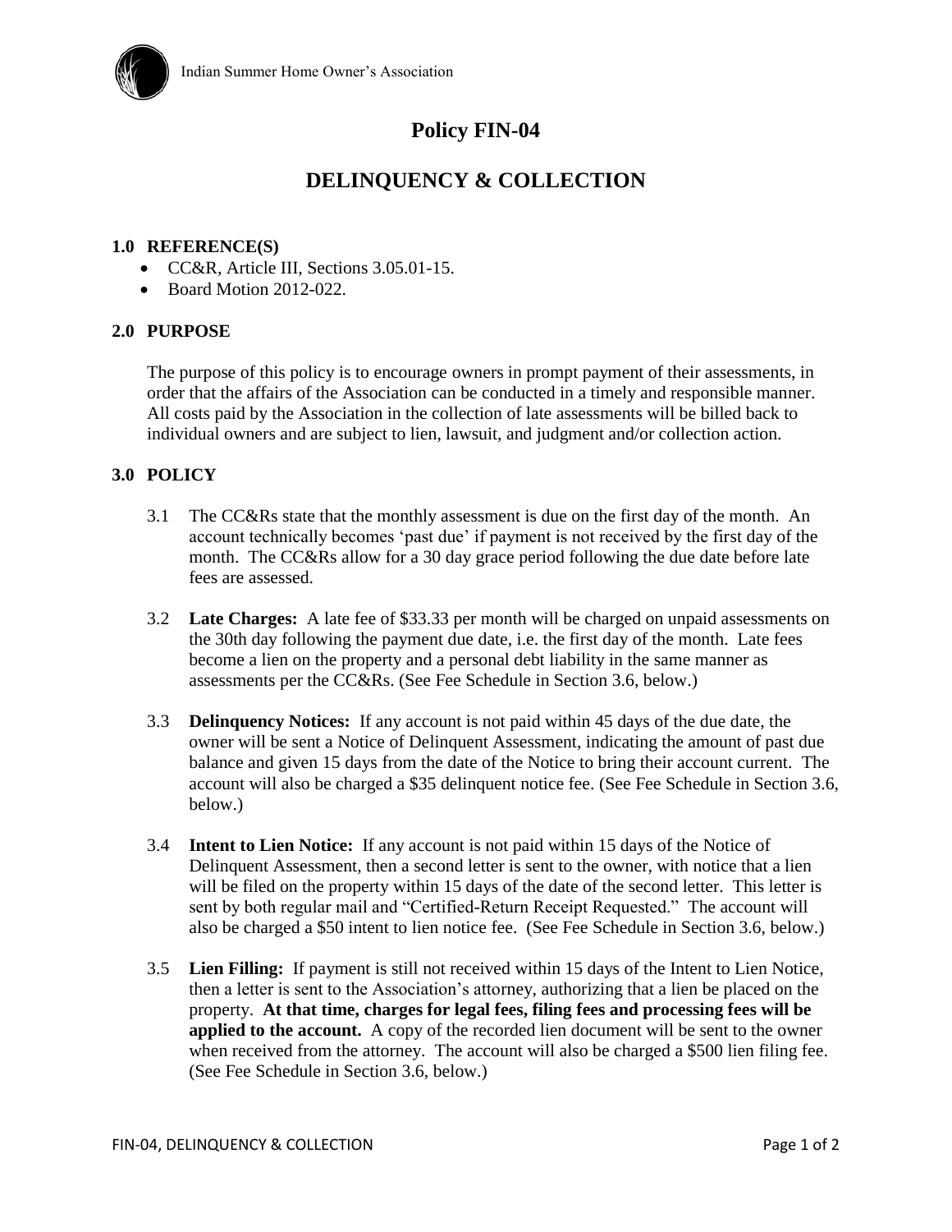Indian Summer Home Owner's Association

# Policy FIN-04

# DELINQUENCY & COLLECTION

## 1.0 REFERENCE(S)

- CC&R, Article III, Sections 3.05.01-15.
- Board Motion 2012-022.

## 2.0 PURPOSE

The purpose of this policy is to encourage owners in prompt payment of their assessments, in order that the affairs of the Association can be conducted in a timely and responsible manner. All costs paid by the Association in the collection of late assessments will be billed back to individual owners and are subject to lien, lawsuit, and judgment and/or collection action.

## 3.0 POLICY

3.1 The CC&Rs state that the monthly assessment is due on the first day of the month. An account technically becomes 'past due' if payment is not received by the first day of the month. The CC&Rs allow for a 30 day grace period following the due date before late fees are assessed.

3.2 **Late Charges:** A late fee of $33.33 per month will be charged on unpaid assessments on the 30th day following the payment due date, i.e. the first day of the month. Late fees become a lien on the property and a personal debt liability in the same manner as assessments per the CC&Rs. (See Fee Schedule in Section 3.6, below.)

3.3 **Delinquency Notices:** If any account is not paid within 45 days of the due date, the owner will be sent a Notice of Delinquent Assessment, indicating the amount of past due balance and given 15 days from the date of the Notice to bring their account current. The account will also be charged a $35 delinquent notice fee. (See Fee Schedule in Section 3.6, below.)

3.4 **Intent to Lien Notice:** If any account is not paid within 15 days of the Notice of Delinquent Assessment, then a second letter is sent to the owner, with notice that a lien will be filed on the property within 15 days of the date of the second letter. This letter is sent by both regular mail and "Certified-Return Receipt Requested." The account will also be charged a $50 intent to lien notice fee. (See Fee Schedule in Section 3.6, below.)

3.5 **Lien Filling:** If payment is still not received within 15 days of the Intent to Lien Notice, then a letter is sent to the Association's attorney, authorizing that a lien be placed on the property. **At that time, charges for legal fees, filing fees and processing fees will be applied to the account.** A copy of the recorded lien document will be sent to the owner when received from the attorney. The account will also be charged a $500 lien filing fee. (See Fee Schedule in Section 3.6, below.)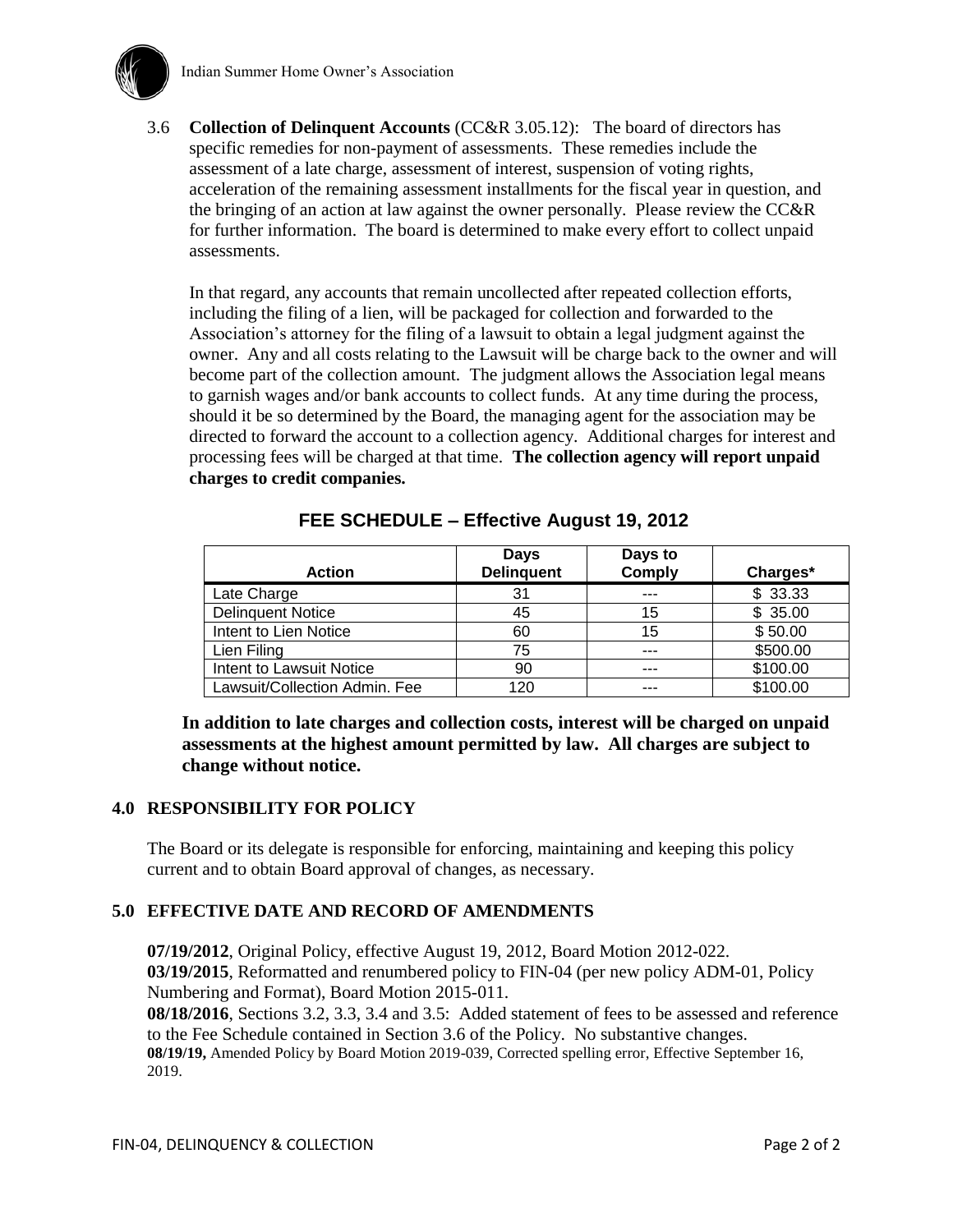3.6 **Collection of Delinquent Accounts** (CC&R 3.05.12): The board of directors has specific remedies for non-payment of assessments. These remedies include the assessment of a late charge, assessment of interest, suspension of voting rights, acceleration of the remaining assessment installments for the fiscal year in question, and the bringing of an action at law against the owner personally. Please review the CC&R for further information. The board is determined to make every effort to collect unpaid assessments.

In that regard, any accounts that remain uncollected after repeated collection efforts, including the filing of a lien, will be packaged for collection and forwarded to the Association's attorney for the filing of a lawsuit to obtain a legal judgment against the owner. Any and all costs relating to the Lawsuit will be charge back to the owner and will become part of the collection amount. The judgment allows the Association legal means to garnish wages and/or bank accounts to collect funds. At any time during the process, should it be so determined by the Board, the managing agent for the association may be directed to forward the account to a collection agency. Additional charges for interest and processing fees will be charged at that time. **The collection agency will report unpaid charges to credit companies.**

## FEE SCHEDULE – Effective August 19, 2012

| Action | Days Delinquent | Days to Comply | Charges* |
|---|---|---|---|
| Late Charge | 31 | --- | $ 33.33 |
| Delinquent Notice | 45 | 15 | $ 35.00 |
| Intent to Lien Notice | 60 | 15 | $ 50.00 |
| Lien Filing | 75 | --- | $500.00 |
| Intent to Lawsuit Notice | 90 | --- | $100.00 |
| Lawsuit/Collection Admin. Fee | 120 | --- | $100.00 |

**In addition to late charges and collection costs, interest will be charged on unpaid assessments at the highest amount permitted by law. All charges are subject to change without notice.**

## 4.0 RESPONSIBILITY FOR POLICY

The Board or its delegate is responsible for enforcing, maintaining and keeping this policy current and to obtain Board approval of changes, as necessary.

## 5.0 EFFECTIVE DATE AND RECORD OF AMENDMENTS

**07/19/2012**, Original Policy, effective August 19, 2012, Board Motion 2012-022.
**03/19/2015**, Reformatted and renumbered policy to FIN-04 (per new policy ADM-01, Policy Numbering and Format), Board Motion 2015-011.
**08/18/2016**, Sections 3.2, 3.3, 3.4 and 3.5: Added statement of fees to be assessed and reference to the Fee Schedule contained in Section 3.6 of the Policy. No substantive changes.
**08/19/19,** Amended Policy by Board Motion 2019-039, Corrected spelling error, Effective September 16, 2019.